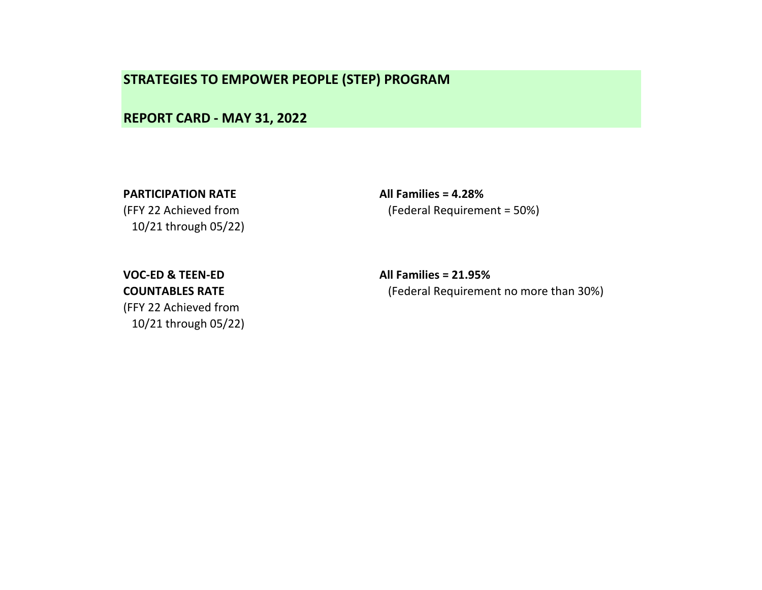# STRATEGIES TO EMPOWER PEOPLE (STEP) PROGRAM

## REPORT CARD - MAY 31, 2022

| | |
|---|---|
| **PARTICIPATION RATE**<br>(FFY 22 Achieved from 10/21 through 05/22) | **All Families = 4.28%**<br>(Federal Requirement = 50%) |
| **VOC-ED & TEEN-ED COUNTABLES RATE**<br>(FFY 22 Achieved from 10/21 through 05/22) | **All Families = 21.95%**<br>(Federal Requirement no more than 30%) |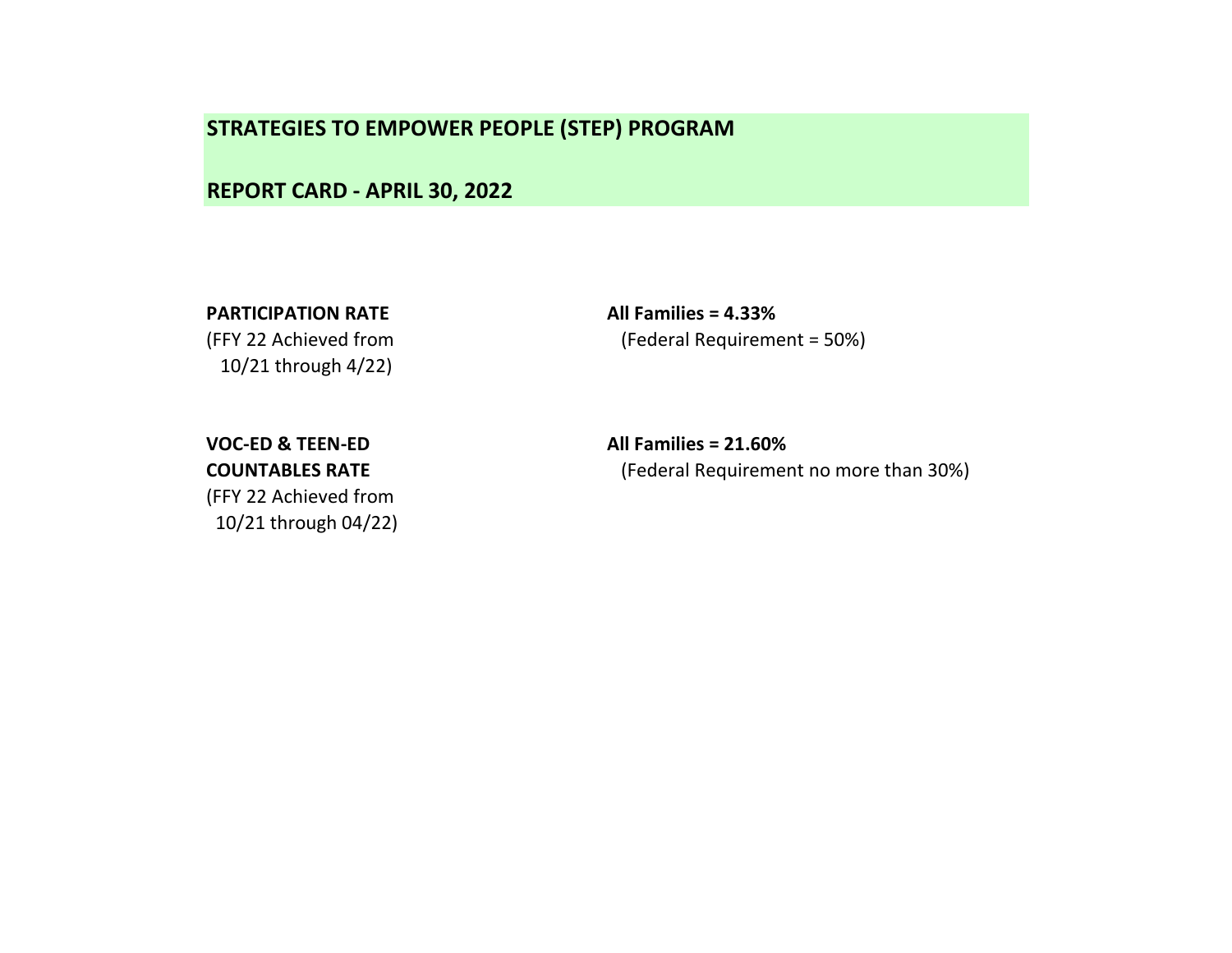# STRATEGIES TO EMPOWER PEOPLE (STEP) PROGRAM

## REPORT CARD - APRIL 30, 2022

| | |
|---|---|
| **PARTICIPATION RATE** (FFY 22 Achieved from 10/21 through 4/22) | **All Families = 4.33%** (Federal Requirement = 50%) |
| **VOC-ED & TEEN-ED COUNTABLES RATE** (FFY 22 Achieved from 10/21 through 04/22) | **All Families = 21.60%** (Federal Requirement no more than 30%) |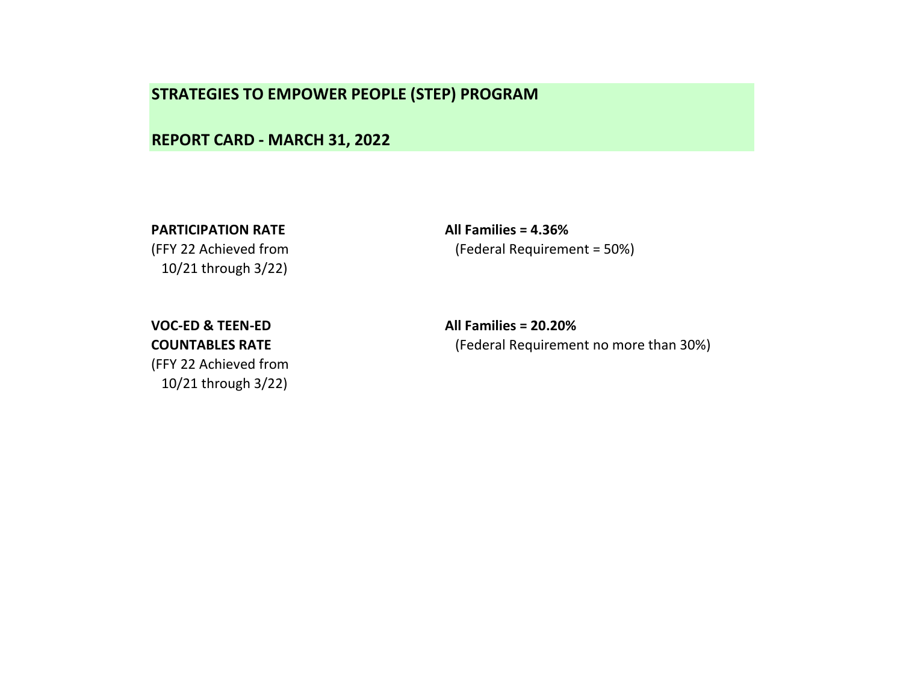# STRATEGIES TO EMPOWER PEOPLE (STEP) PROGRAM

## REPORT CARD - MARCH 31, 2022

| | |
|---|---|
| **PARTICIPATION RATE**<br>(FFY 22 Achieved from 10/21 through 3/22) | **All Families = 4.36%**<br>(Federal Requirement = 50%) |
| **VOC-ED & TEEN-ED COUNTABLES RATE**<br>(FFY 22 Achieved from 10/21 through 3/22) | **All Families = 20.20%**<br>(Federal Requirement no more than 30%) |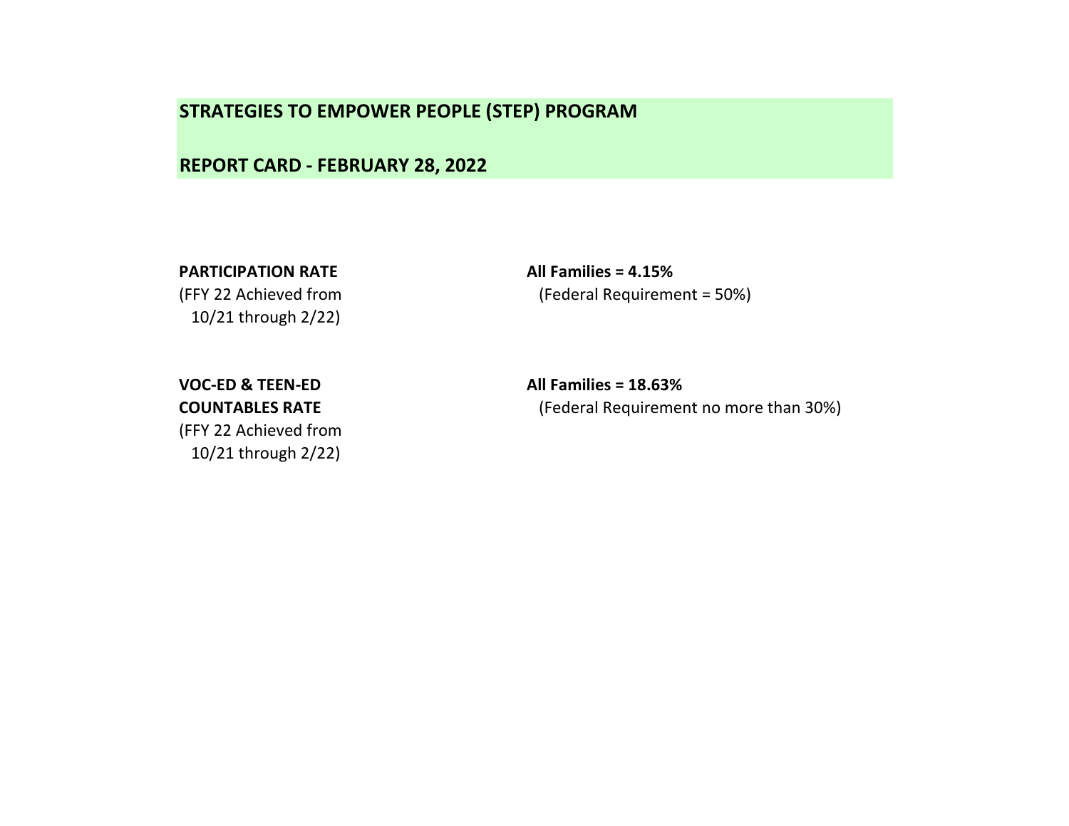# STRATEGIES TO EMPOWER PEOPLE (STEP) PROGRAM

## REPORT CARD - FEBRUARY 28, 2022

| | |
|---|---|
| **PARTICIPATION RATE**<br>(FFY 22 Achieved from 10/21 through 2/22) | **All Families = 4.15%**<br>(Federal Requirement = 50%) |
| **VOC-ED & TEEN-ED COUNTABLES RATE**<br>(FFY 22 Achieved from 10/21 through 2/22) | **All Families = 18.63%**<br>(Federal Requirement no more than 30%) |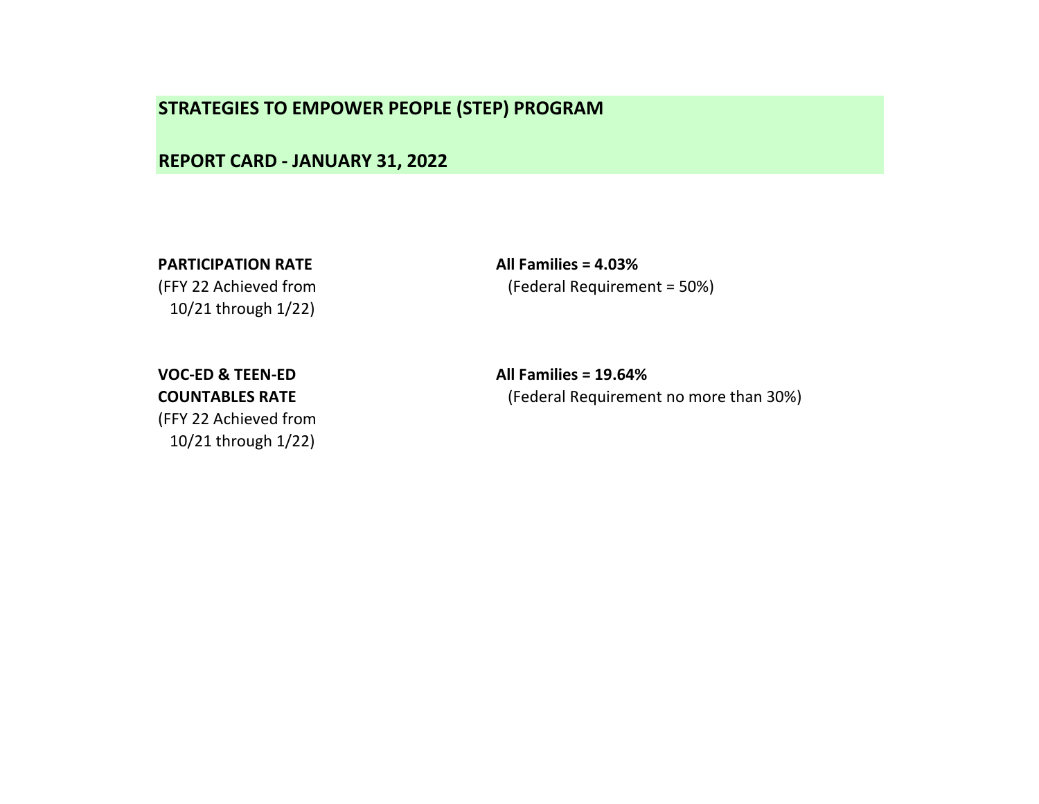# STRATEGIES TO EMPOWER PEOPLE (STEP) PROGRAM

## REPORT CARD - JANUARY 31, 2022

| | |
|---|---|
| **PARTICIPATION RATE**<br>(FFY 22 Achieved from<br>10/21 through 1/22) | **All Families = 4.03%**<br>(Federal Requirement = 50%) |
| **VOC-ED & TEEN-ED COUNTABLES RATE**<br>(FFY 22 Achieved from<br>10/21 through 1/22) | **All Families = 19.64%**<br>(Federal Requirement no more than 30%) |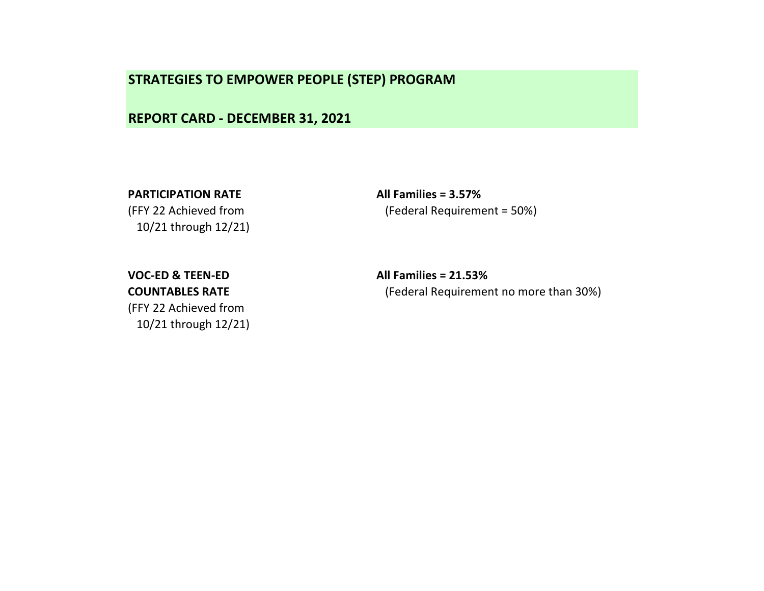# STRATEGIES TO EMPOWER PEOPLE (STEP) PROGRAM

## REPORT CARD - DECEMBER 31, 2021

| | |
|---|---|
| **PARTICIPATION RATE**<br>(FFY 22 Achieved from<br>10/21 through 12/21) | **All Families = 3.57%**<br>(Federal Requirement = 50%) |
| **VOC-ED & TEEN-ED COUNTABLES RATE**<br>(FFY 22 Achieved from<br>10/21 through 12/21) | **All Families = 21.53%**<br>(Federal Requirement no more than 30%) |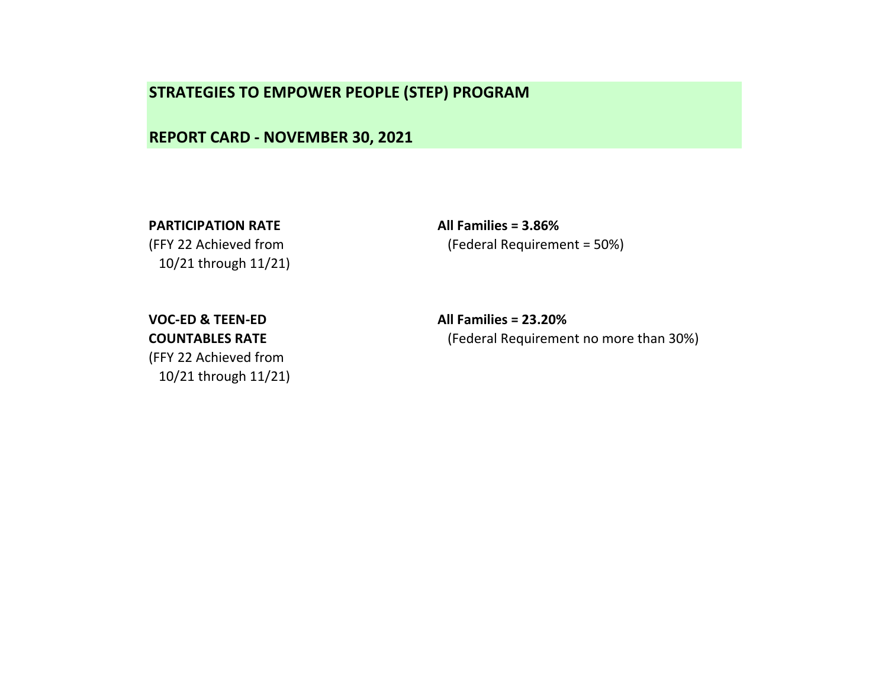# STRATEGIES TO EMPOWER PEOPLE (STEP) PROGRAM

## REPORT CARD - NOVEMBER 30, 2021

| | |
|---|---|
| **PARTICIPATION RATE**<br>(FFY 22 Achieved from 10/21 through 11/21) | **All Families = 3.86%**<br>(Federal Requirement = 50%) |
| **VOC-ED & TEEN-ED COUNTABLES RATE**<br>(FFY 22 Achieved from 10/21 through 11/21) | **All Families = 23.20%**<br>(Federal Requirement no more than 30%) |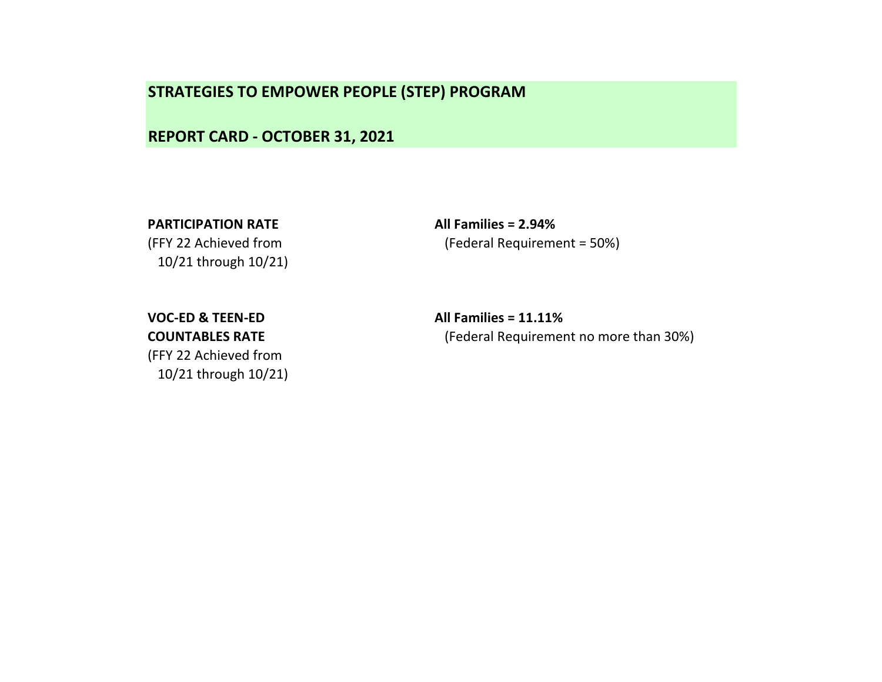# STRATEGIES TO EMPOWER PEOPLE (STEP) PROGRAM

## REPORT CARD - OCTOBER 31, 2021

| | |
|---|---|
| **PARTICIPATION RATE**<br>(FFY 22 Achieved from 10/21 through 10/21) | **All Families = 2.94%**<br>(Federal Requirement = 50%) |
| **VOC-ED & TEEN-ED COUNTABLES RATE**<br>(FFY 22 Achieved from 10/21 through 10/21) | **All Families = 11.11%**<br>(Federal Requirement no more than 30%) |